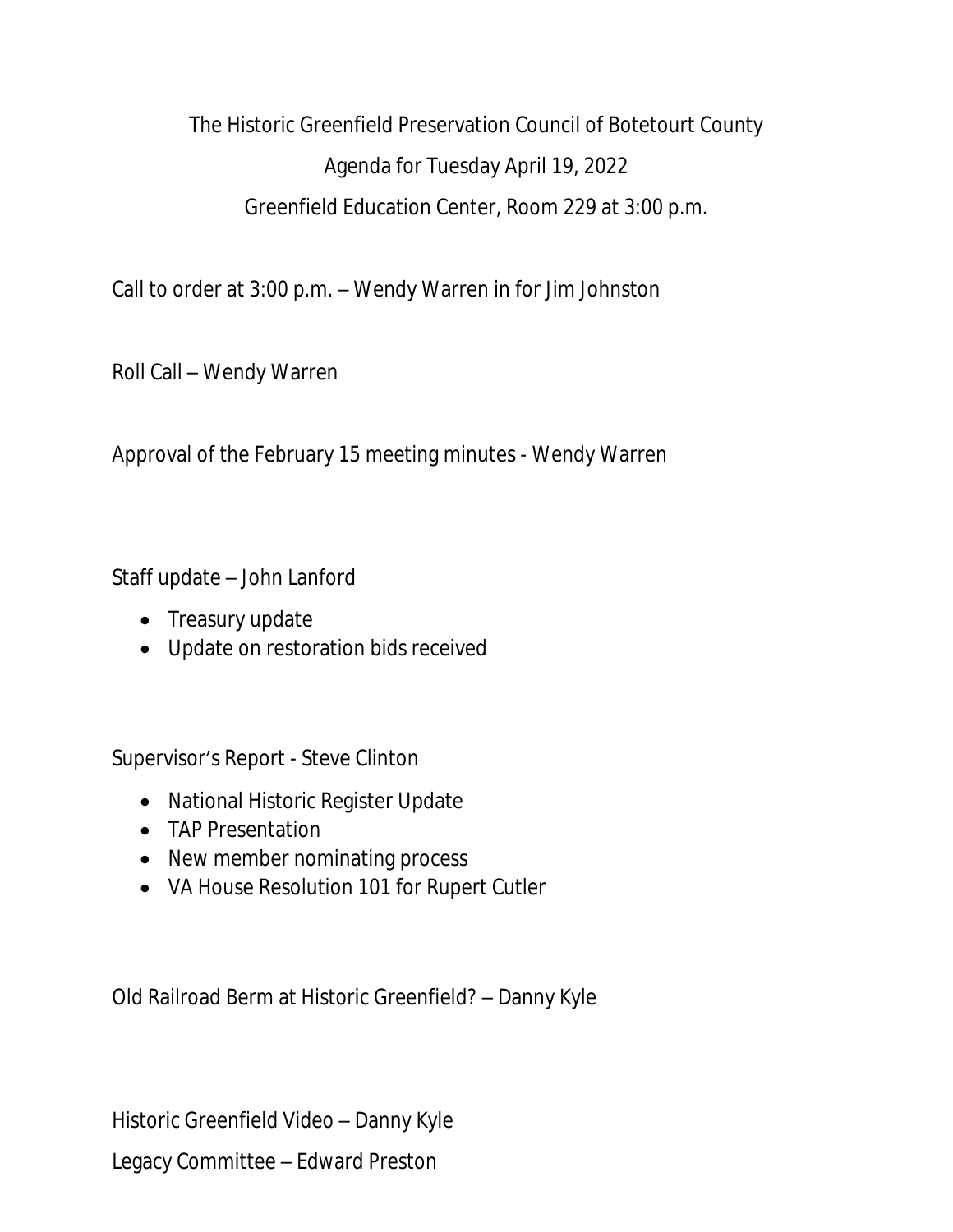# The Historic Greenfield Preservation Council of Botetourt County

## Agenda for Tuesday April 19, 2022

## Greenfield Education Center, Room 229 at 3:00 p.m.

Call to order at 3:00 p.m. – Wendy Warren in for Jim Johnston

Roll Call – Wendy Warren

Approval of the February 15 meeting minutes - Wendy Warren

Staff update – John Lanford

- Treasury update
- Update on restoration bids received

Supervisor's Report - Steve Clinton

- National Historic Register Update
- TAP Presentation
- New member nominating process
- VA House Resolution 101 for Rupert Cutler

Old Railroad Berm at Historic Greenfield? – Danny Kyle

Historic Greenfield Video – Danny Kyle

Legacy Committee – Edward Preston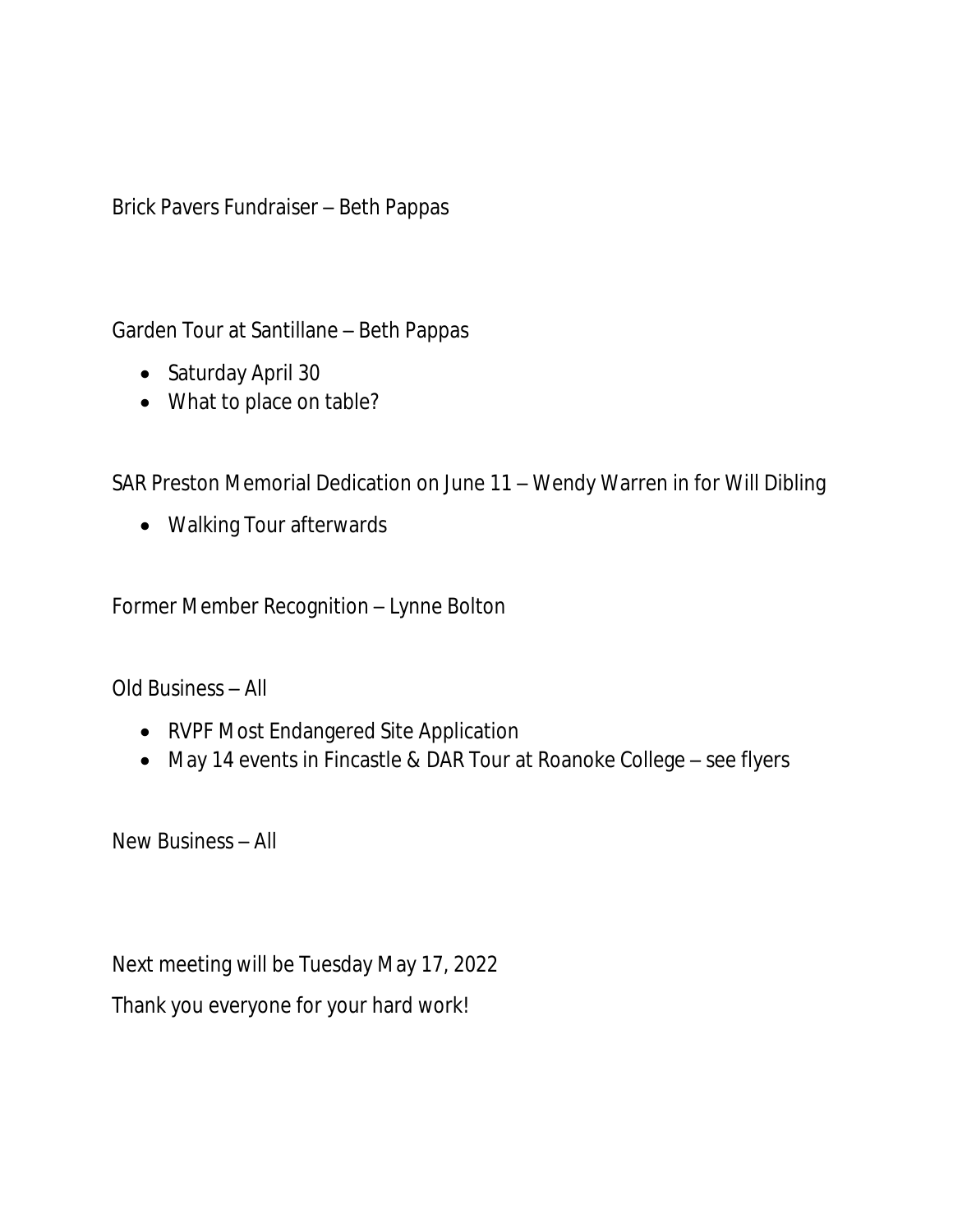Brick Pavers Fundraiser – Beth Pappas

Garden Tour at Santillane – Beth Pappas

- Saturday April 30
- What to place on table?

SAR Preston Memorial Dedication on June 11 – Wendy Warren in for Will Dibling

- Walking Tour afterwards

Former Member Recognition – Lynne Bolton

Old Business – All

- RVPF Most Endangered Site Application
- May 14 events in Fincastle & DAR Tour at Roanoke College – see flyers

New Business – All

Next meeting will be Tuesday May 17, 2022

Thank you everyone for your hard work!